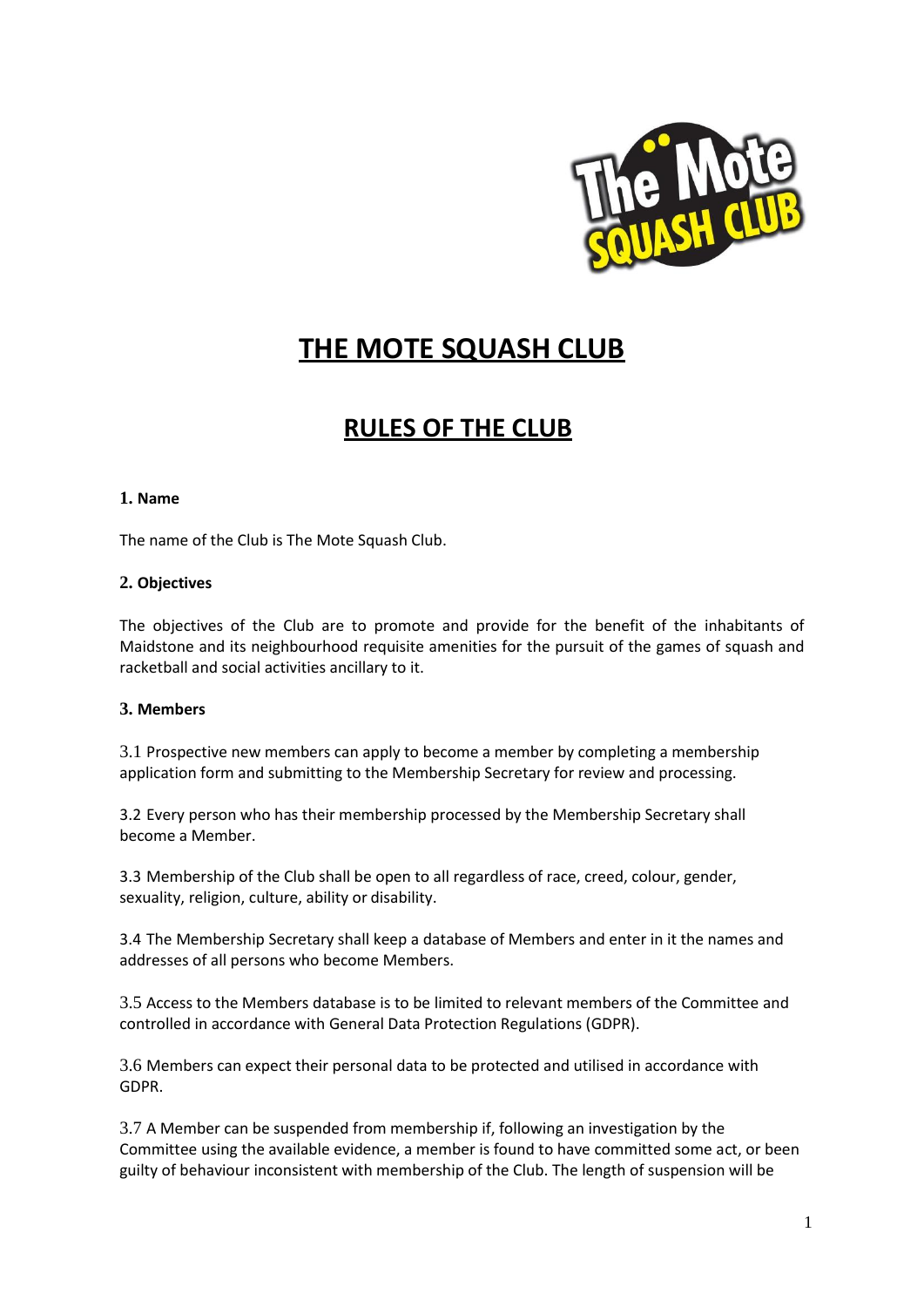# THE MOTE SQUASH CLUB

## RULES OF THE CLUB

### 1. Name

The name of the Club is The Mote Squash Club.

### 2. Objectives

The objectives of the Club are to promote and provide for the benefit of the inhabitants of Maidstone and its neighbourhood requisite amenities for the pursuit of the games of squash and racketball and social activities ancillary to it.

### 3. Members

3.1 Prospective new members can apply to become a member by completing a membership application form and submitting to the Membership Secretary for review and processing.

3.2 Every person who has their membership processed by the Membership Secretary shall become a Member.

3.3 Membership of the Club shall be open to all regardless of race, creed, colour, gender, sexuality, religion, culture, ability or disability.

3.4 The Membership Secretary shall keep a database of Members and enter in it the names and addresses of all persons who become Members.

3.5 Access to the Members database is to be limited to relevant members of the Committee and controlled in accordance with General Data Protection Regulations (GDPR).

3.6 Members can expect their personal data to be protected and utilised in accordance with GDPR.

3.7 A Member can be suspended from membership if, following an investigation by the Committee using the available evidence, a member is found to have committed some act, or been guilty of behaviour inconsistent with membership of the Club. The length of suspension will be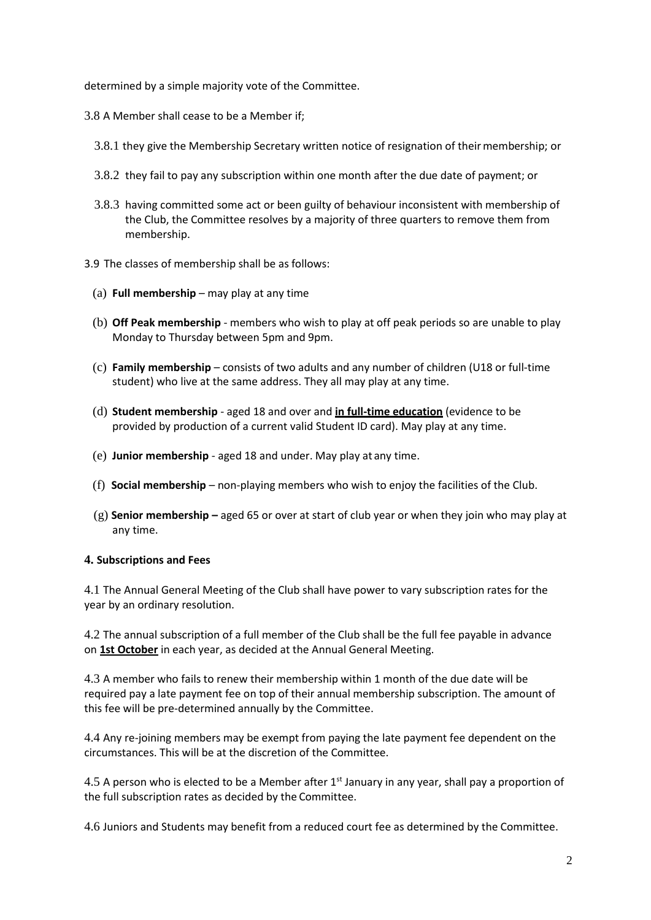determined by a simple majority vote of the Committee.

3.8 A Member shall cease to be a Member if;

3.8.1 they give the Membership Secretary written notice of resignation of their membership; or

3.8.2 they fail to pay any subscription within one month after the due date of payment; or

3.8.3 having committed some act or been guilty of behaviour inconsistent with membership of the Club, the Committee resolves by a majority of three quarters to remove them from membership.

3.9 The classes of membership shall be as follows:

(a) **Full membership** – may play at any time

(b) **Off Peak membership** - members who wish to play at off peak periods so are unable to play Monday to Thursday between 5pm and 9pm.

(c) **Family membership** – consists of two adults and any number of children (U18 or full-time student) who live at the same address. They all may play at any time.

(d) **Student membership** - aged 18 and over and **<u>in full-time education</u>** (evidence to be provided by production of a current valid Student ID card). May play at any time.

(e) **Junior membership** - aged 18 and under. May play at any time.

(f) **Social membership** – non-playing members who wish to enjoy the facilities of the Club.

(g) **Senior membership –** aged 65 or over at start of club year or when they join who may play at any time.

#### 4. Subscriptions and Fees

4.1 The Annual General Meeting of the Club shall have power to vary subscription rates for the year by an ordinary resolution.

4.2 The annual subscription of a full member of the Club shall be the full fee payable in advance on **<u>1st October</u>** in each year, as decided at the Annual General Meeting.

4.3 A member who fails to renew their membership within 1 month of the due date will be required pay a late payment fee on top of their annual membership subscription. The amount of this fee will be pre-determined annually by the Committee.

4.4 Any re-joining members may be exempt from paying the late payment fee dependent on the circumstances. This will be at the discretion of the Committee.

4.5 A person who is elected to be a Member after 1st January in any year, shall pay a proportion of the full subscription rates as decided by the Committee.

4.6 Juniors and Students may benefit from a reduced court fee as determined by the Committee.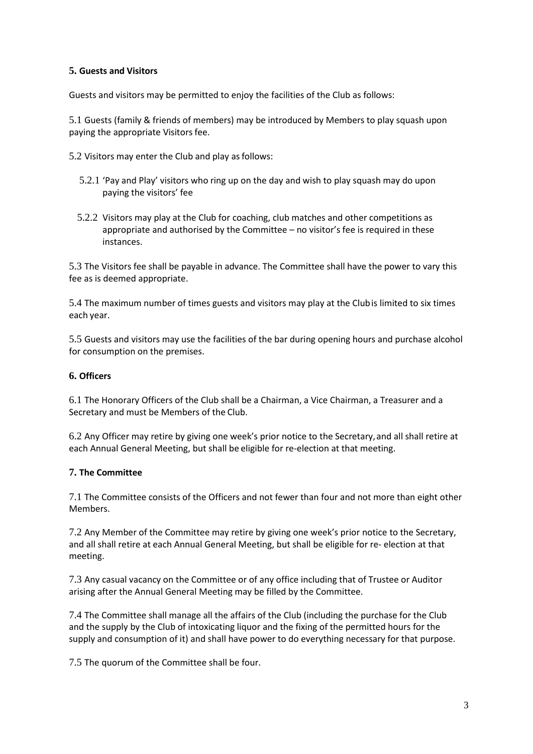### 5. Guests and Visitors

Guests and visitors may be permitted to enjoy the facilities of the Club as follows:

5.1 Guests (family & friends of members) may be introduced by Members to play squash upon paying the appropriate Visitors fee.

5.2 Visitors may enter the Club and play as follows:

- 5.2.1 'Pay and Play' visitors who ring up on the day and wish to play squash may do upon paying the visitors' fee
- 5.2.2 Visitors may play at the Club for coaching, club matches and other competitions as appropriate and authorised by the Committee – no visitor's fee is required in these instances.

5.3 The Visitors fee shall be payable in advance. The Committee shall have the power to vary this fee as is deemed appropriate.

5.4 The maximum number of times guests and visitors may play at the Club is limited to six times each year.

5.5 Guests and visitors may use the facilities of the bar during opening hours and purchase alcohol for consumption on the premises.

### 6. Officers

6.1 The Honorary Officers of the Club shall be a Chairman, a Vice Chairman, a Treasurer and a Secretary and must be Members of the Club.

6.2 Any Officer may retire by giving one week's prior notice to the Secretary, and all shall retire at each Annual General Meeting, but shall be eligible for re-election at that meeting.

### 7. The Committee

7.1 The Committee consists of the Officers and not fewer than four and not more than eight other Members.

7.2 Any Member of the Committee may retire by giving one week's prior notice to the Secretary, and all shall retire at each Annual General Meeting, but shall be eligible for re- election at that meeting.

7.3 Any casual vacancy on the Committee or of any office including that of Trustee or Auditor arising after the Annual General Meeting may be filled by the Committee.

7.4 The Committee shall manage all the affairs of the Club (including the purchase for the Club and the supply by the Club of intoxicating liquor and the fixing of the permitted hours for the supply and consumption of it) and shall have power to do everything necessary for that purpose.

7.5 The quorum of the Committee shall be four.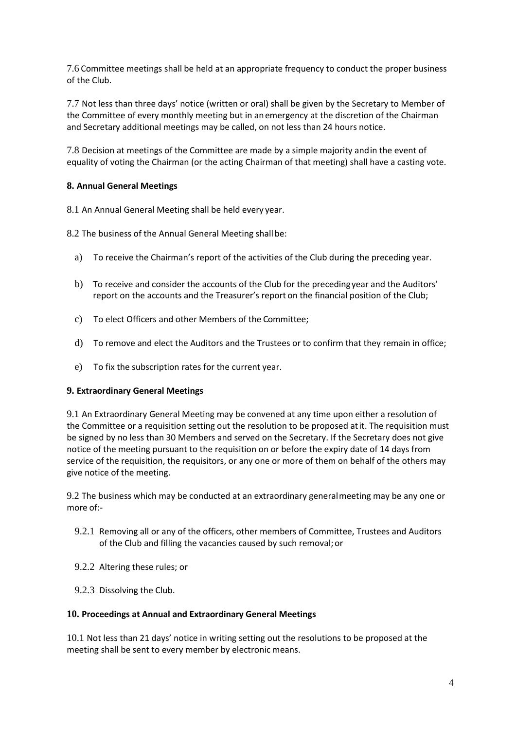7.6 Committee meetings shall be held at an appropriate frequency to conduct the proper business of the Club.

7.7 Not less than three days' notice (written or oral) shall be given by the Secretary to Member of the Committee of every monthly meeting but in an emergency at the discretion of the Chairman and Secretary additional meetings may be called, on not less than 24 hours notice.

7.8 Decision at meetings of the Committee are made by a simple majority and in the event of equality of voting the Chairman (or the acting Chairman of that meeting) shall have a casting vote.

### 8. Annual General Meetings

8.1 An Annual General Meeting shall be held every year.

8.2 The business of the Annual General Meeting shall be:

a) To receive the Chairman's report of the activities of the Club during the preceding year.

b) To receive and consider the accounts of the Club for the preceding year and the Auditors' report on the accounts and the Treasurer's report on the financial position of the Club;

c) To elect Officers and other Members of the Committee;

d) To remove and elect the Auditors and the Trustees or to confirm that they remain in office;

e) To fix the subscription rates for the current year.

### 9. Extraordinary General Meetings

9.1 An Extraordinary General Meeting may be convened at any time upon either a resolution of the Committee or a requisition setting out the resolution to be proposed at it. The requisition must be signed by no less than 30 Members and served on the Secretary. If the Secretary does not give notice of the meeting pursuant to the requisition on or before the expiry date of 14 days from service of the requisition, the requisitors, or any one or more of them on behalf of the others may give notice of the meeting.

9.2 The business which may be conducted at an extraordinary general meeting may be any one or more of:-

9.2.1 Removing all or any of the officers, other members of Committee, Trustees and Auditors of the Club and filling the vacancies caused by such removal; or

9.2.2 Altering these rules; or

9.2.3 Dissolving the Club.

### 10. Proceedings at Annual and Extraordinary General Meetings

10.1 Not less than 21 days' notice in writing setting out the resolutions to be proposed at the meeting shall be sent to every member by electronic means.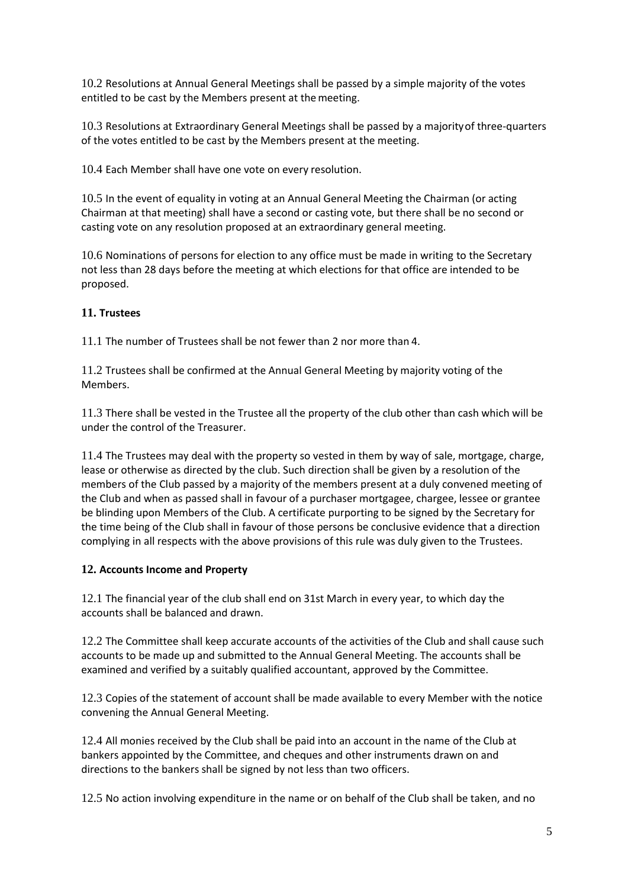10.2 Resolutions at Annual General Meetings shall be passed by a simple majority of the votes entitled to be cast by the Members present at the meeting.

10.3 Resolutions at Extraordinary General Meetings shall be passed by a majority of three-quarters of the votes entitled to be cast by the Members present at the meeting.

10.4 Each Member shall have one vote on every resolution.

10.5 In the event of equality in voting at an Annual General Meeting the Chairman (or acting Chairman at that meeting) shall have a second or casting vote, but there shall be no second or casting vote on any resolution proposed at an extraordinary general meeting.

10.6 Nominations of persons for election to any office must be made in writing to the Secretary not less than 28 days before the meeting at which elections for that office are intended to be proposed.

### 11. Trustees

11.1 The number of Trustees shall be not fewer than 2 nor more than 4.

11.2 Trustees shall be confirmed at the Annual General Meeting by majority voting of the Members.

11.3 There shall be vested in the Trustee all the property of the club other than cash which will be under the control of the Treasurer.

11.4 The Trustees may deal with the property so vested in them by way of sale, mortgage, charge, lease or otherwise as directed by the club. Such direction shall be given by a resolution of the members of the Club passed by a majority of the members present at a duly convened meeting of the Club and when as passed shall in favour of a purchaser mortgagee, chargee, lessee or grantee be blinding upon Members of the Club. A certificate purporting to be signed by the Secretary for the time being of the Club shall in favour of those persons be conclusive evidence that a direction complying in all respects with the above provisions of this rule was duly given to the Trustees.

### 12. Accounts Income and Property

12.1 The financial year of the club shall end on 31st March in every year, to which day the accounts shall be balanced and drawn.

12.2 The Committee shall keep accurate accounts of the activities of the Club and shall cause such accounts to be made up and submitted to the Annual General Meeting. The accounts shall be examined and verified by a suitably qualified accountant, approved by the Committee.

12.3 Copies of the statement of account shall be made available to every Member with the notice convening the Annual General Meeting.

12.4 All monies received by the Club shall be paid into an account in the name of the Club at bankers appointed by the Committee, and cheques and other instruments drawn on and directions to the bankers shall be signed by not less than two officers.

12.5 No action involving expenditure in the name or on behalf of the Club shall be taken, and no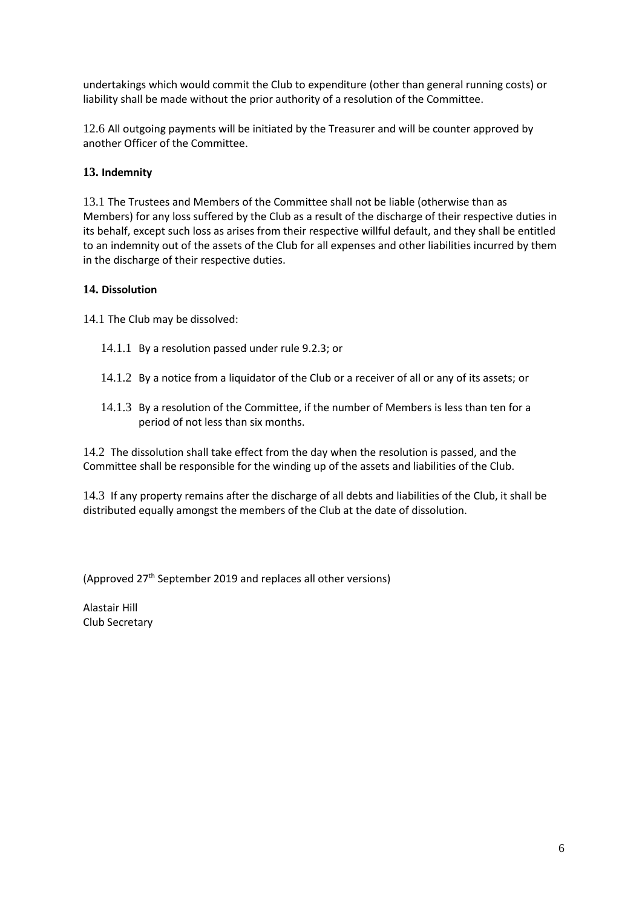undertakings which would commit the Club to expenditure (other than general running costs) or liability shall be made without the prior authority of a resolution of the Committee.

12.6 All outgoing payments will be initiated by the Treasurer and will be counter approved by another Officer of the Committee.

### 13. Indemnity

13.1 The Trustees and Members of the Committee shall not be liable (otherwise than as Members) for any loss suffered by the Club as a result of the discharge of their respective duties in its behalf, except such loss as arises from their respective willful default, and they shall be entitled to an indemnity out of the assets of the Club for all expenses and other liabilities incurred by them in the discharge of their respective duties.

### 14. Dissolution

14.1 The Club may be dissolved:

14.1.1 By a resolution passed under rule 9.2.3; or

14.1.2 By a notice from a liquidator of the Club or a receiver of all or any of its assets; or

14.1.3 By a resolution of the Committee, if the number of Members is less than ten for a period of not less than six months.

14.2 The dissolution shall take effect from the day when the resolution is passed, and the Committee shall be responsible for the winding up of the assets and liabilities of the Club.

14.3 If any property remains after the discharge of all debts and liabilities of the Club, it shall be distributed equally amongst the members of the Club at the date of dissolution.

(Approved 27th September 2019 and replaces all other versions)

Alastair Hill
Club Secretary